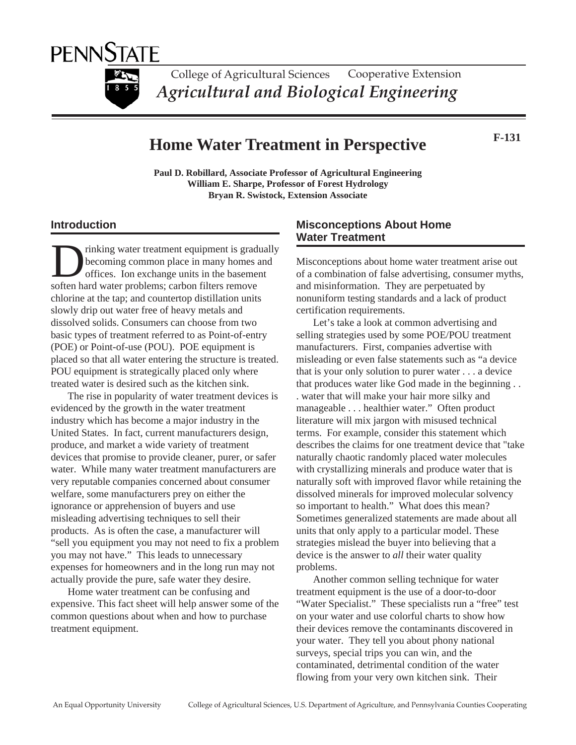PENNSTATE

College of Agricultural Sciences Cooperative Extension

*Agricultural and Biological Engineering*

# Home Water Treatment in Perspective

**F-131**

**Paul D. Robillard, Associate Professor of Agricultural Engineering**
**William E. Sharpe, Professor of Forest Hydrology**
**Bryan R. Swistock, Extension Associate**

## Introduction

Drinking water treatment equipment is gradually becoming common place in many homes and offices. Ion exchange units in the basement soften hard water problems; carbon filters remove chlorine at the tap; and countertop distillation units slowly drip out water free of heavy metals and dissolved solids. Consumers can choose from two basic types of treatment referred to as Point-of-entry (POE) or Point-of-use (POU). POE equipment is placed so that all water entering the structure is treated. POU equipment is strategically placed only where treated water is desired such as the kitchen sink.

The rise in popularity of water treatment devices is evidenced by the growth in the water treatment industry which has become a major industry in the United States. In fact, current manufacturers design, produce, and market a wide variety of treatment devices that promise to provide cleaner, purer, or safer water. While many water treatment manufacturers are very reputable companies concerned about consumer welfare, some manufacturers prey on either the ignorance or apprehension of buyers and use misleading advertising techniques to sell their products. As is often the case, a manufacturer will "sell you equipment you may not need to fix a problem you may not have." This leads to unnecessary expenses for homeowners and in the long run may not actually provide the pure, safe water they desire.

Home water treatment can be confusing and expensive. This fact sheet will help answer some of the common questions about when and how to purchase treatment equipment.

## Misconceptions About Home Water Treatment

Misconceptions about home water treatment arise out of a combination of false advertising, consumer myths, and misinformation. They are perpetuated by nonuniform testing standards and a lack of product certification requirements.

Let's take a look at common advertising and selling strategies used by some POE/POU treatment manufacturers. First, companies advertise with misleading or even false statements such as "a device that is your only solution to purer water . . . a device that produces water like God made in the beginning . . . water that will make your hair more silky and manageable . . . healthier water." Often product literature will mix jargon with misused technical terms. For example, consider this statement which describes the claims for one treatment device that "take naturally chaotic randomly placed water molecules with crystallizing minerals and produce water that is naturally soft with improved flavor while retaining the dissolved minerals for improved molecular solvency so important to health." What does this mean? Sometimes generalized statements are made about all units that only apply to a particular model. These strategies mislead the buyer into believing that a device is the answer to *all* their water quality problems.

Another common selling technique for water treatment equipment is the use of a door-to-door "Water Specialist." These specialists run a "free" test on your water and use colorful charts to show how their devices remove the contaminants discovered in your water. They tell you about phony national surveys, special trips you can win, and the contaminated, detrimental condition of the water flowing from your very own kitchen sink. Their

An Equal Opportunity University College of Agricultural Sciences, U.S. Department of Agriculture, and Pennsylvania Counties Cooperating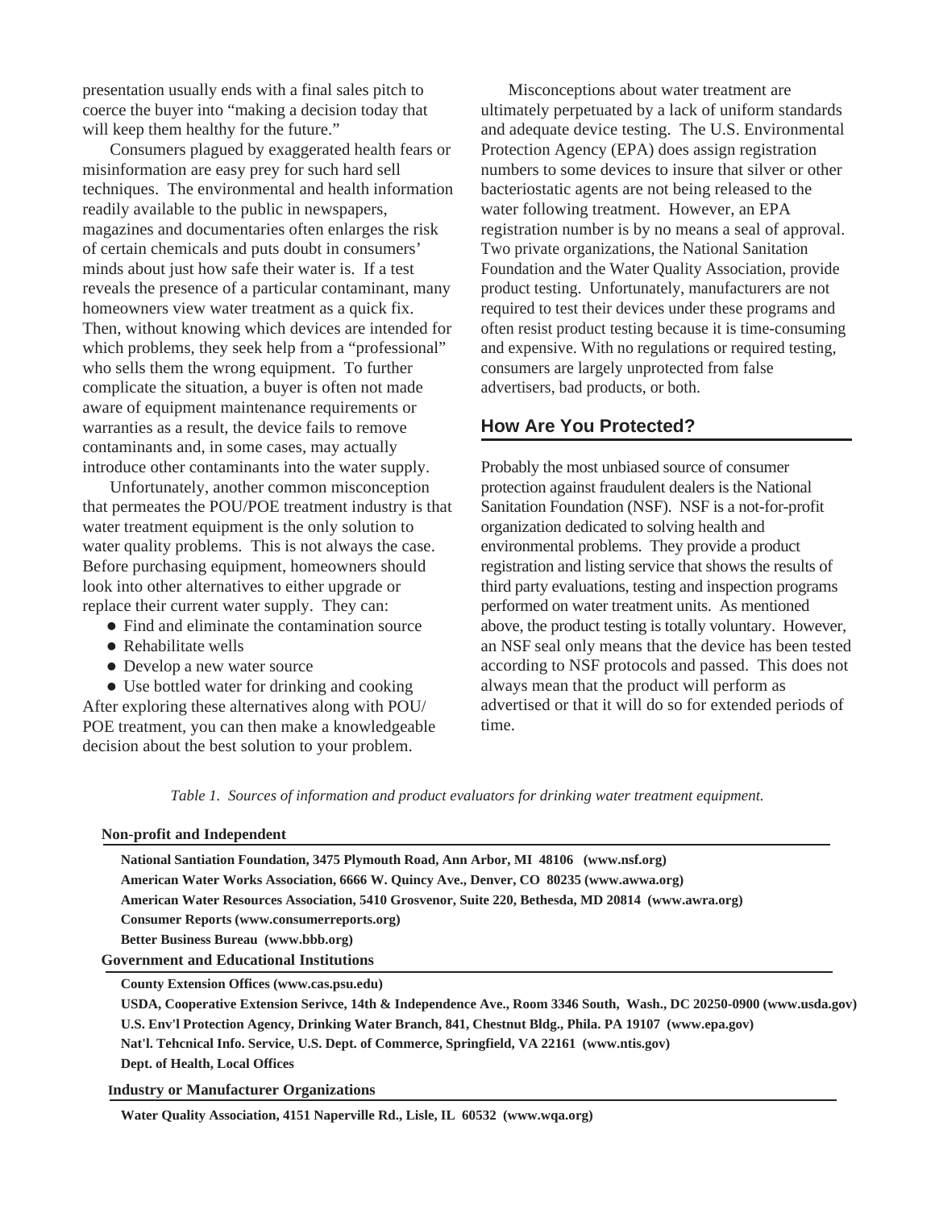presentation usually ends with a final sales pitch to coerce the buyer into "making a decision today that will keep them healthy for the future."

Consumers plagued by exaggerated health fears or misinformation are easy prey for such hard sell techniques. The environmental and health information readily available to the public in newspapers, magazines and documentaries often enlarges the risk of certain chemicals and puts doubt in consumers' minds about just how safe their water is. If a test reveals the presence of a particular contaminant, many homeowners view water treatment as a quick fix. Then, without knowing which devices are intended for which problems, they seek help from a "professional" who sells them the wrong equipment. To further complicate the situation, a buyer is often not made aware of equipment maintenance requirements or warranties as a result, the device fails to remove contaminants and, in some cases, may actually introduce other contaminants into the water supply.

Unfortunately, another common misconception that permeates the POU/POE treatment industry is that water treatment equipment is the only solution to water quality problems. This is not always the case. Before purchasing equipment, homeowners should look into other alternatives to either upgrade or replace their current water supply. They can:

- Find and eliminate the contamination source
- Rehabilitate wells
- Develop a new water source
- Use bottled water for drinking and cooking

After exploring these alternatives along with POU/POE treatment, you can then make a knowledgeable decision about the best solution to your problem.

Misconceptions about water treatment are ultimately perpetuated by a lack of uniform standards and adequate device testing. The U.S. Environmental Protection Agency (EPA) does assign registration numbers to some devices to insure that silver or other bacteriostatic agents are not being released to the water following treatment. However, an EPA registration number is by no means a seal of approval. Two private organizations, the National Sanitation Foundation and the Water Quality Association, provide product testing. Unfortunately, manufacturers are not required to test their devices under these programs and often resist product testing because it is time-consuming and expensive. With no regulations or required testing, consumers are largely unprotected from false advertisers, bad products, or both.

## How Are You Protected?

Probably the most unbiased source of consumer protection against fraudulent dealers is the National Sanitation Foundation (NSF). NSF is a not-for-profit organization dedicated to solving health and environmental problems. They provide a product registration and listing service that shows the results of third party evaluations, testing and inspection programs performed on water treatment units. As mentioned above, the product testing is totally voluntary. However, an NSF seal only means that the device has been tested according to NSF protocols and passed. This does not always mean that the product will perform as advertised or that it will do so for extended periods of time.

*Table 1. Sources of information and product evaluators for drinking water treatment equipment.*

| **Non-profit and Independent** |
|---|
| **National Santiation Foundation, 3475 Plymouth Road, Ann Arbor, MI 48106 (www.nsf.org)** |
| **American Water Works Association, 6666 W. Quincy Ave., Denver, CO 80235 (www.awwa.org)** |
| **American Water Resources Association, 5410 Grosvenor, Suite 220, Bethesda, MD 20814 (www.awra.org)** |
| **Consumer Reports (www.consumerreports.org)** |
| **Better Business Bureau (www.bbb.org)** |
| **Government and Educational Institutions** |
| **County Extension Offices (www.cas.psu.edu)** |
| **USDA, Cooperative Extension Serivce, 14th & Independence Ave., Room 3346 South, Wash., DC 20250-0900 (www.usda.gov)** |
| **U.S. Env'l Protection Agency, Drinking Water Branch, 841, Chestnut Bldg., Phila. PA 19107 (www.epa.gov)** |
| **Nat'l. Tehcnical Info. Service, U.S. Dept. of Commerce, Springfield, VA 22161 (www.ntis.gov)** |
| **Dept. of Health, Local Offices** |
| **Industry or Manufacturer Organizations** |
| **Water Quality Association, 4151 Naperville Rd., Lisle, IL 60532 (www.wqa.org)** |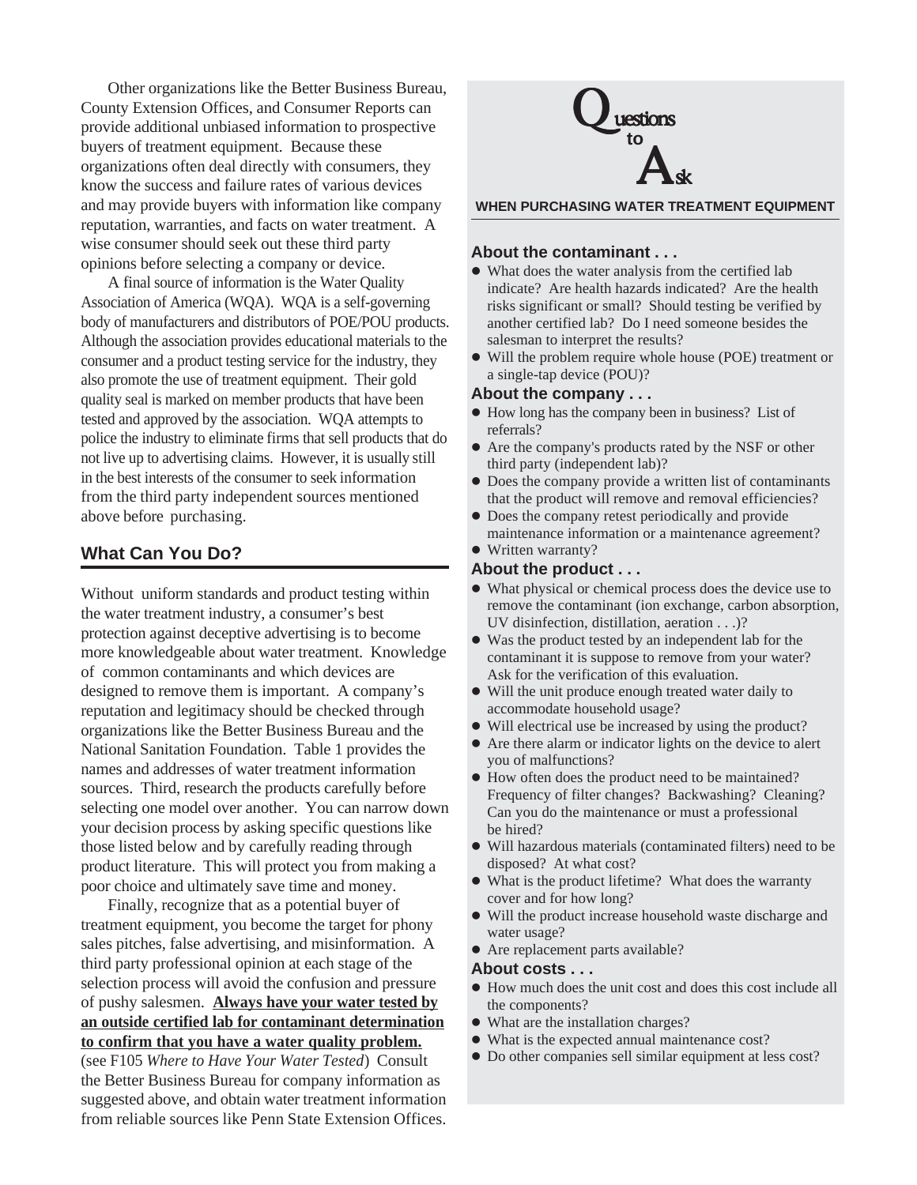Other organizations like the Better Business Bureau, County Extension Offices, and Consumer Reports can provide additional unbiased information to prospective buyers of treatment equipment. Because these organizations often deal directly with consumers, they know the success and failure rates of various devices and may provide buyers with information like company reputation, warranties, and facts on water treatment. A wise consumer should seek out these third party opinions before selecting a company or device.

A final source of information is the Water Quality Association of America (WQA). WQA is a self-governing body of manufacturers and distributors of POE/POU products. Although the association provides educational materials to the consumer and a product testing service for the industry, they also promote the use of treatment equipment. Their gold quality seal is marked on member products that have been tested and approved by the association. WQA attempts to police the industry to eliminate firms that sell products that do not live up to advertising claims. However, it is usually still in the best interests of the consumer to seek information from the third party independent sources mentioned above before purchasing.

## What Can You Do?

Without uniform standards and product testing within the water treatment industry, a consumer's best protection against deceptive advertising is to become more knowledgeable about water treatment. Knowledge of common contaminants and which devices are designed to remove them is important. A company's reputation and legitimacy should be checked through organizations like the Better Business Bureau and the National Sanitation Foundation. Table 1 provides the names and addresses of water treatment information sources. Third, research the products carefully before selecting one model over another. You can narrow down your decision process by asking specific questions like those listed below and by carefully reading through product literature. This will protect you from making a poor choice and ultimately save time and money.

Finally, recognize that as a potential buyer of treatment equipment, you become the target for phony sales pitches, false advertising, and misinformation. A third party professional opinion at each stage of the selection process will avoid the confusion and pressure of pushy salesmen. **Always have your water tested by an outside certified lab for contaminant determination to confirm that you have a water quality problem.** (see F105 *Where to Have Your Water Tested*) Consult the Better Business Bureau for company information as suggested above, and obtain water treatment information from reliable sources like Penn State Extension Offices.

## Questions to Ask

**WHEN PURCHASING WATER TREATMENT EQUIPMENT**

### About the contaminant . . .

- What does the water analysis from the certified lab indicate? Are health hazards indicated? Are the health risks significant or small? Should testing be verified by another certified lab? Do I need someone besides the salesman to interpret the results?
- Will the problem require whole house (POE) treatment or a single-tap device (POU)?

### About the company . . .

- How long has the company been in business? List of referrals?
- Are the company's products rated by the NSF or other third party (independent lab)?
- Does the company provide a written list of contaminants that the product will remove and removal efficiencies?
- Does the company retest periodically and provide maintenance information or a maintenance agreement?
- Written warranty?

### About the product . . .

- What physical or chemical process does the device use to remove the contaminant (ion exchange, carbon absorption, UV disinfection, distillation, aeration . . .)?
- Was the product tested by an independent lab for the contaminant it is suppose to remove from your water? Ask for the verification of this evaluation.
- Will the unit produce enough treated water daily to accommodate household usage?
- Will electrical use be increased by using the product?
- Are there alarm or indicator lights on the device to alert you of malfunctions?
- How often does the product need to be maintained? Frequency of filter changes? Backwashing? Cleaning? Can you do the maintenance or must a professional be hired?
- Will hazardous materials (contaminated filters) need to be disposed? At what cost?
- What is the product lifetime? What does the warranty cover and for how long?
- Will the product increase household waste discharge and water usage?
- Are replacement parts available?

### About costs . . .

- How much does the unit cost and does this cost include all the components?
- What are the installation charges?
- What is the expected annual maintenance cost?
- Do other companies sell similar equipment at less cost?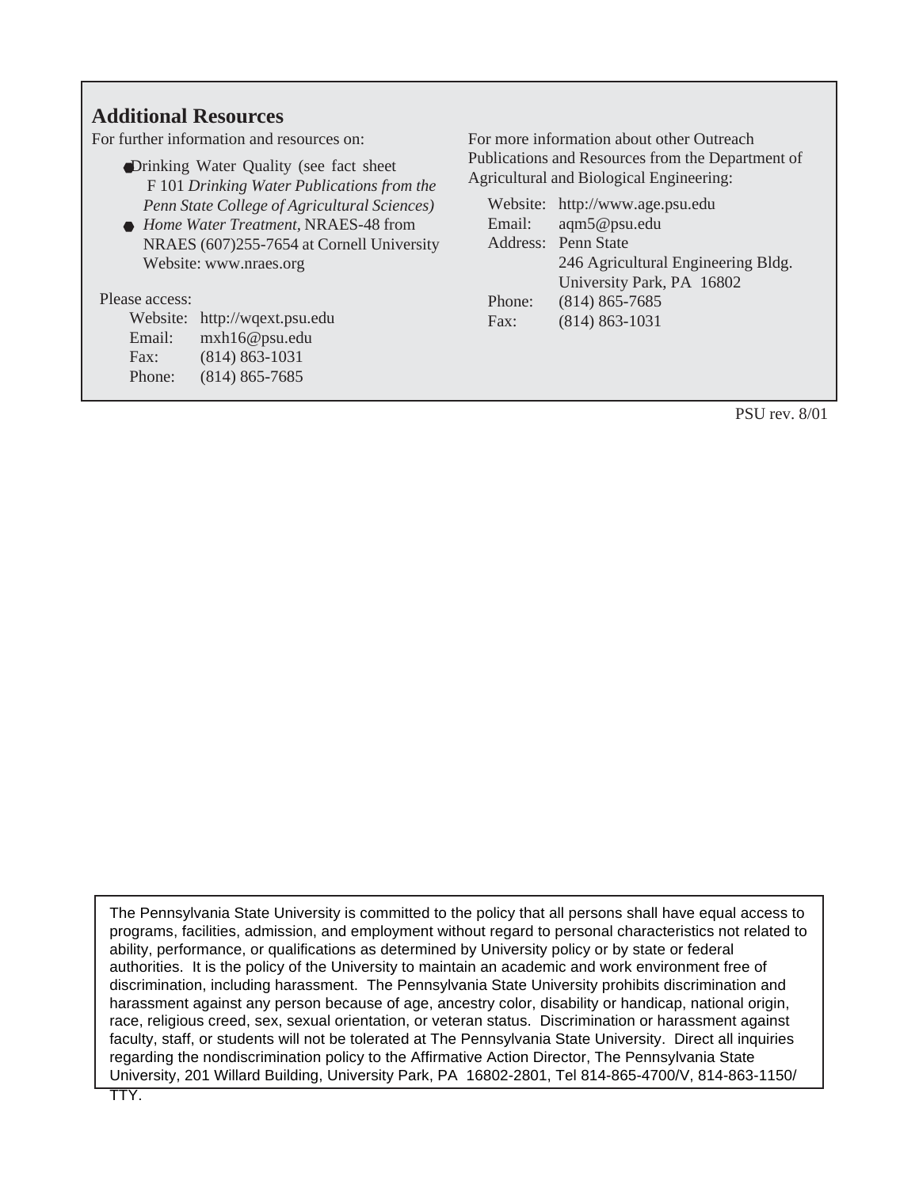## Additional Resources

For further information and resources on:

- Drinking Water Quality (see fact sheet F 101 *Drinking Water Publications from the Penn State College of Agricultural Sciences)*
- *Home Water Treatment*, NRAES-48 from NRAES (607)255-7654 at Cornell University Website: www.nraes.org

Please access:

Website: http://wqext.psu.edu
Email: mxh16@psu.edu
Fax: (814) 863-1031
Phone: (814) 865-7685

For more information about other Outreach Publications and Resources from the Department of Agricultural and Biological Engineering:

Website: http://www.age.psu.edu
Email: aqm5@psu.edu
Address: Penn State
246 Agricultural Engineering Bldg.
University Park, PA 16802
Phone: (814) 865-7685
Fax: (814) 863-1031

PSU rev. 8/01

The Pennsylvania State University is committed to the policy that all persons shall have equal access to programs, facilities, admission, and employment without regard to personal characteristics not related to ability, performance, or qualifications as determined by University policy or by state or federal authorities. It is the policy of the University to maintain an academic and work environment free of discrimination, including harassment. The Pennsylvania State University prohibits discrimination and harassment against any person because of age, ancestry color, disability or handicap, national origin, race, religious creed, sex, sexual orientation, or veteran status. Discrimination or harassment against faculty, staff, or students will not be tolerated at The Pennsylvania State University. Direct all inquiries regarding the nondiscrimination policy to the Affirmative Action Director, The Pennsylvania State University, 201 Willard Building, University Park, PA 16802-2801, Tel 814-865-4700/V, 814-863-1150/TTY.